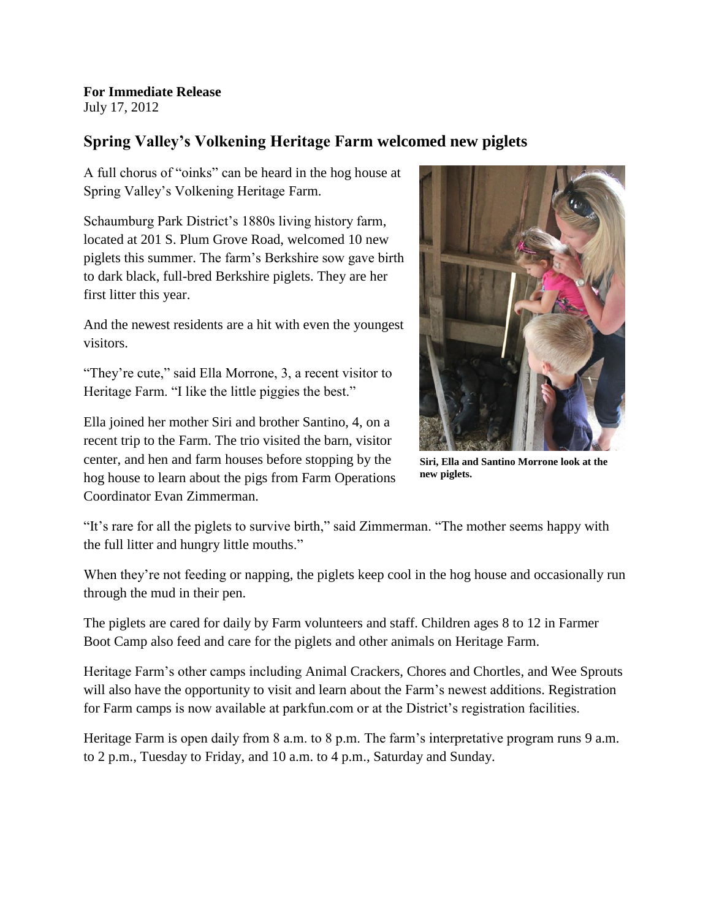**For Immediate Release**
July 17, 2012

## Spring Valley's Volkening Heritage Farm welcomed new piglets

A full chorus of "oinks" can be heard in the hog house at Spring Valley's Volkening Heritage Farm.

Schaumburg Park District's 1880s living history farm, located at 201 S. Plum Grove Road, welcomed 10 new piglets this summer. The farm's Berkshire sow gave birth to dark black, full-bred Berkshire piglets. They are her first litter this year.

And the newest residents are a hit with even the youngest visitors.

"They're cute," said Ella Morrone, 3, a recent visitor to Heritage Farm. "I like the little piggies the best."

Ella joined her mother Siri and brother Santino, 4, on a recent trip to the Farm. The trio visited the barn, visitor center, and hen and farm houses before stopping by the hog house to learn about the pigs from Farm Operations Coordinator Evan Zimmerman.

**Siri, Ella and Santino Morrone look at the new piglets.**

"It's rare for all the piglets to survive birth," said Zimmerman. "The mother seems happy with the full litter and hungry little mouths."

When they're not feeding or napping, the piglets keep cool in the hog house and occasionally run through the mud in their pen.

The piglets are cared for daily by Farm volunteers and staff. Children ages 8 to 12 in Farmer Boot Camp also feed and care for the piglets and other animals on Heritage Farm.

Heritage Farm's other camps including Animal Crackers, Chores and Chortles, and Wee Sprouts will also have the opportunity to visit and learn about the Farm's newest additions. Registration for Farm camps is now available at parkfun.com or at the District's registration facilities.

Heritage Farm is open daily from 8 a.m. to 8 p.m. The farm's interpretative program runs 9 a.m. to 2 p.m., Tuesday to Friday, and 10 a.m. to 4 p.m., Saturday and Sunday.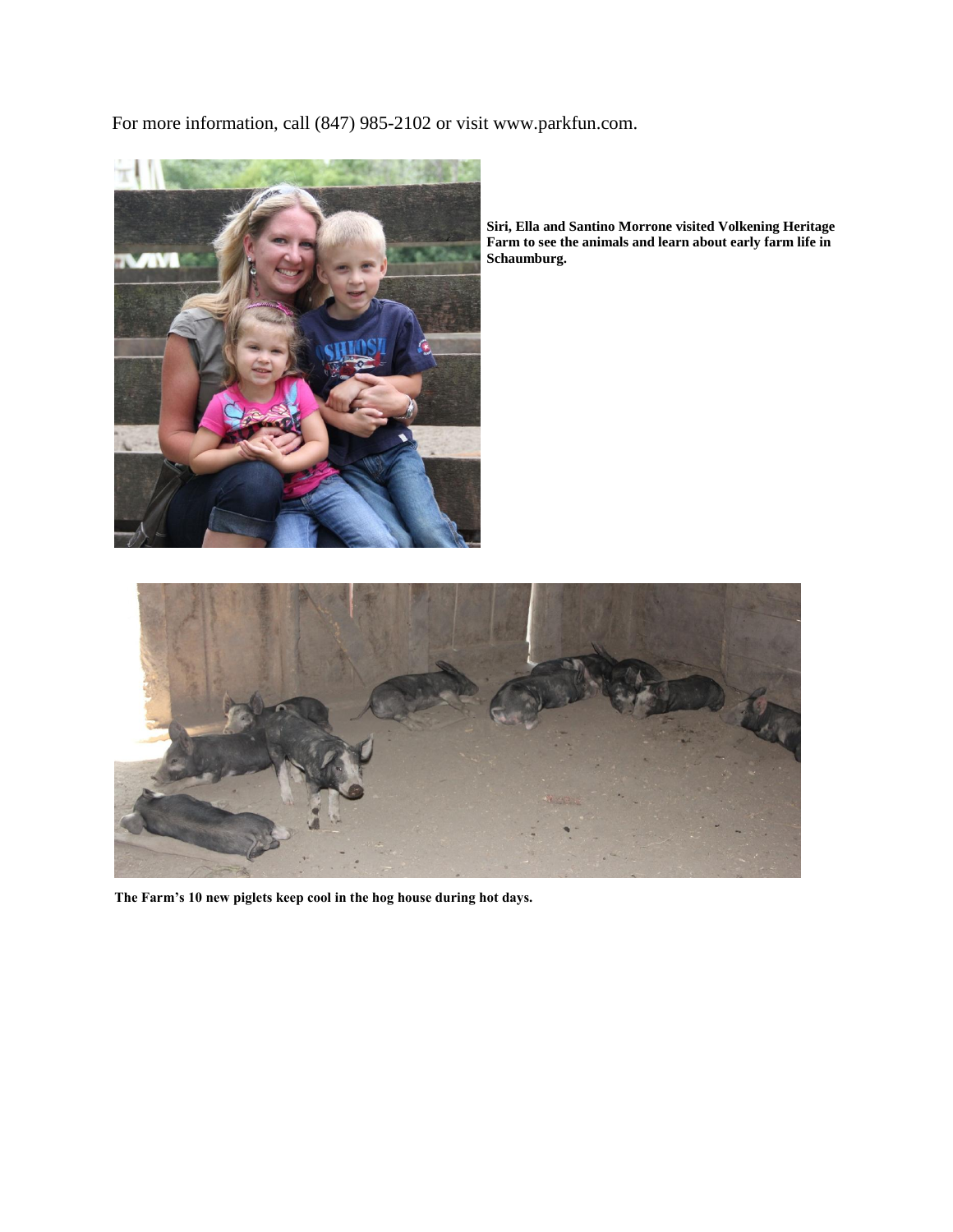For more information, call (847) 985-2102 or visit www.parkfun.com.

**Siri, Ella and Santino Morrone visited Volkening Heritage Farm to see the animals and learn about early farm life in Schaumburg.**

**The Farm's 10 new piglets keep cool in the hog house during hot days.**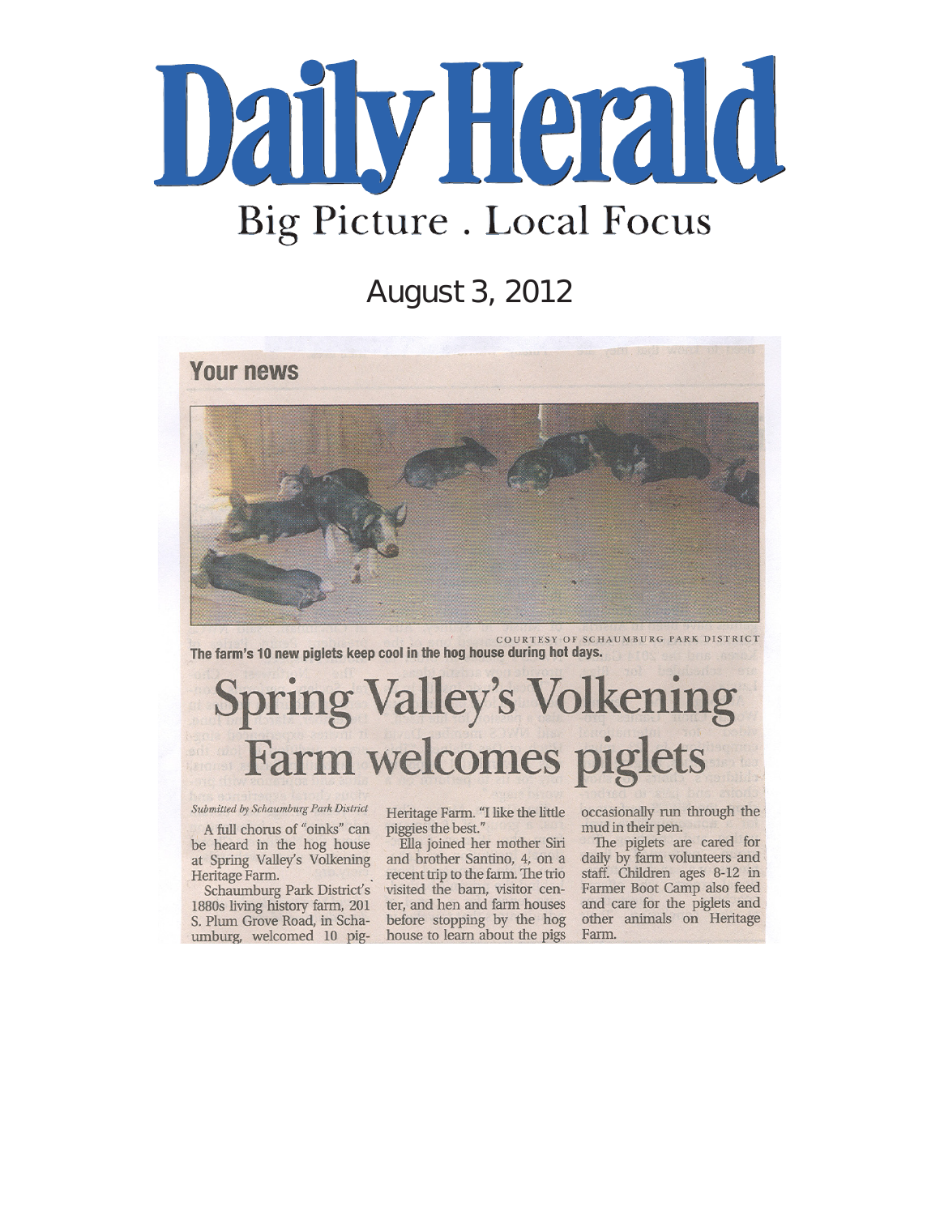# Daily Herald

Big Picture . Local Focus

August 3, 2012

**Your news**

COURTESY OF SCHAUMBURG PARK DISTRICT

**The farm's 10 new piglets keep cool in the hog house during hot days.**

# Spring Valley's Volkening Farm welcomes piglets

*Submitted by Schaumburg Park District*

A full chorus of "oinks" can be heard in the hog house at Spring Valley's Volkening Heritage Farm.

Schaumburg Park District's 1880s living history farm, 201 S. Plum Grove Road, in Schaumburg, welcomed 10 pig- Heritage Farm. "I like the little piggies the best."

Ella joined her mother Siri and brother Santino, 4, on a recent trip to the farm. The trio visited the barn, visitor center, and hen and farm houses before stopping by the hog house to learn about the pigs occasionally run through the mud in their pen.

The piglets are cared for daily by farm volunteers and staff. Children ages 8-12 in Farmer Boot Camp also feed and care for the piglets and other animals on Heritage Farm.